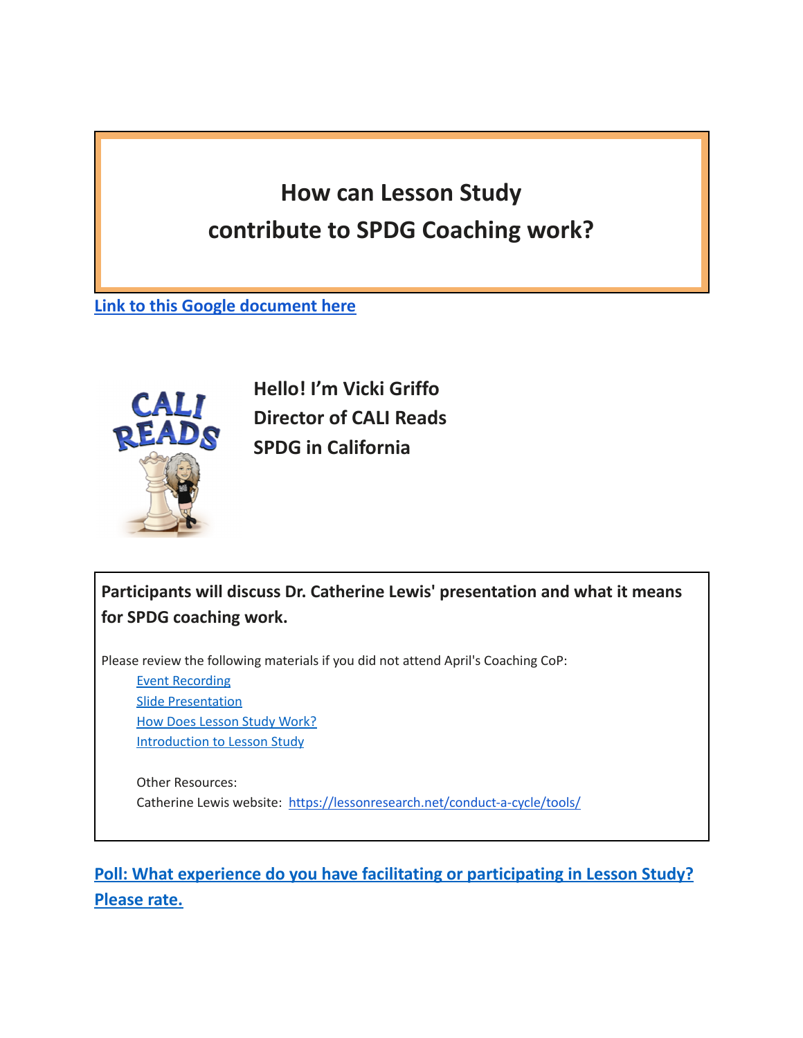# How can Lesson Study contribute to SPDG Coaching work?

**Link to this Google document here**

**Hello! I'm Vicki Griffo**
**Director of CALI Reads**
**SPDG in California**

**Participants will discuss Dr. Catherine Lewis' presentation and what it means for SPDG coaching work.**

Please review the following materials if you did not attend April's Coaching CoP:

- Event Recording
- Slide Presentation
- How Does Lesson Study Work?
- Introduction to Lesson Study

Other Resources:
Catherine Lewis website: https://lessonresearch.net/conduct-a-cycle/tools/

**Poll: What experience do you have facilitating or participating in Lesson Study? Please rate.**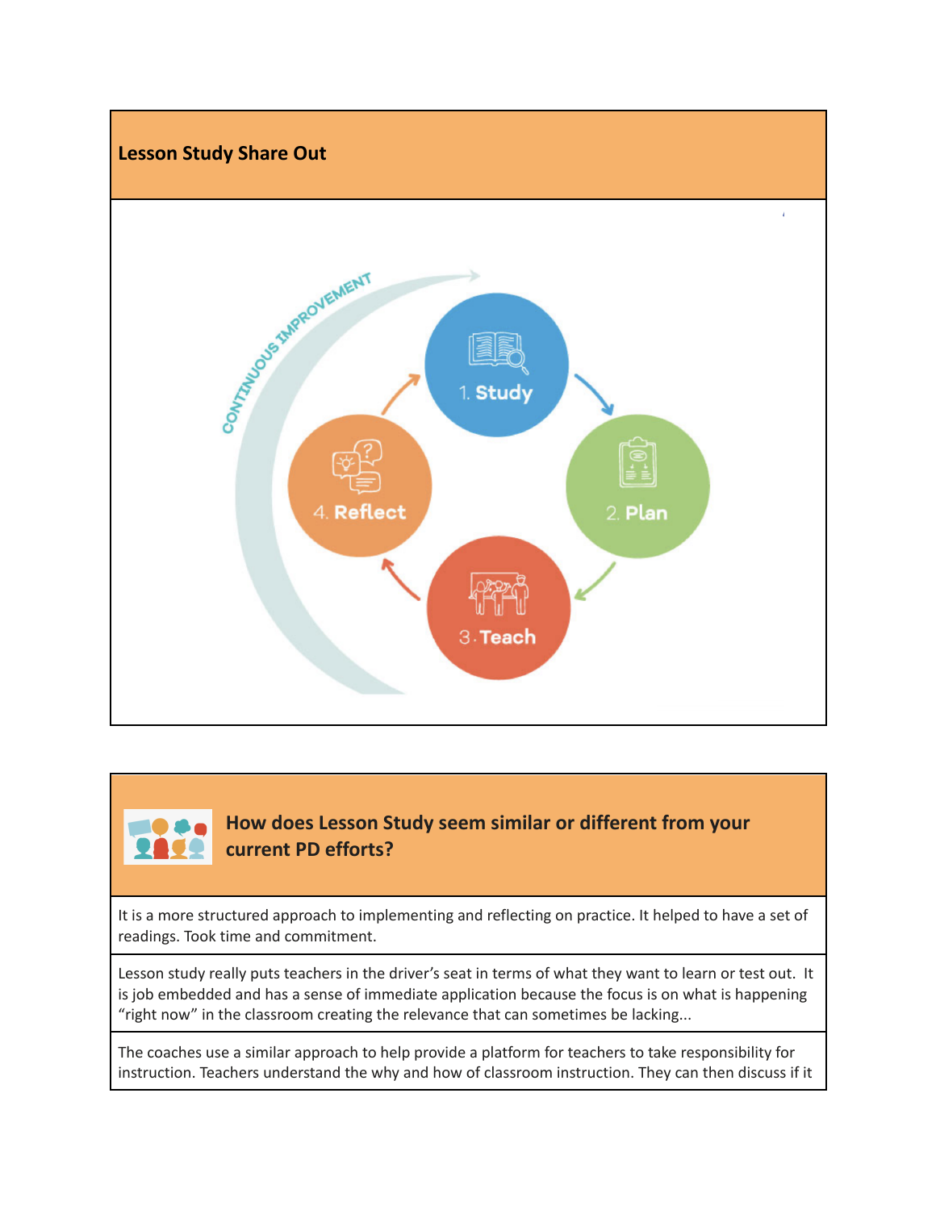## Lesson Study Share Out

CONTINUOUS IMPROVEMENT

1. Study

2. Plan

3. Teach

4. Reflect

## How does Lesson Study seem similar or different from your current PD efforts?

| |
|---|
| It is a more structured approach to implementing and reflecting on practice. It helped to have a set of readings. Took time and commitment. |
| Lesson study really puts teachers in the driver's seat in terms of what they want to learn or test out. It is job embedded and has a sense of immediate application because the focus is on what is happening "right now" in the classroom creating the relevance that can sometimes be lacking... |
| The coaches use a similar approach to help provide a platform for teachers to take responsibility for instruction. Teachers understand the why and how of classroom instruction. They can then discuss if it |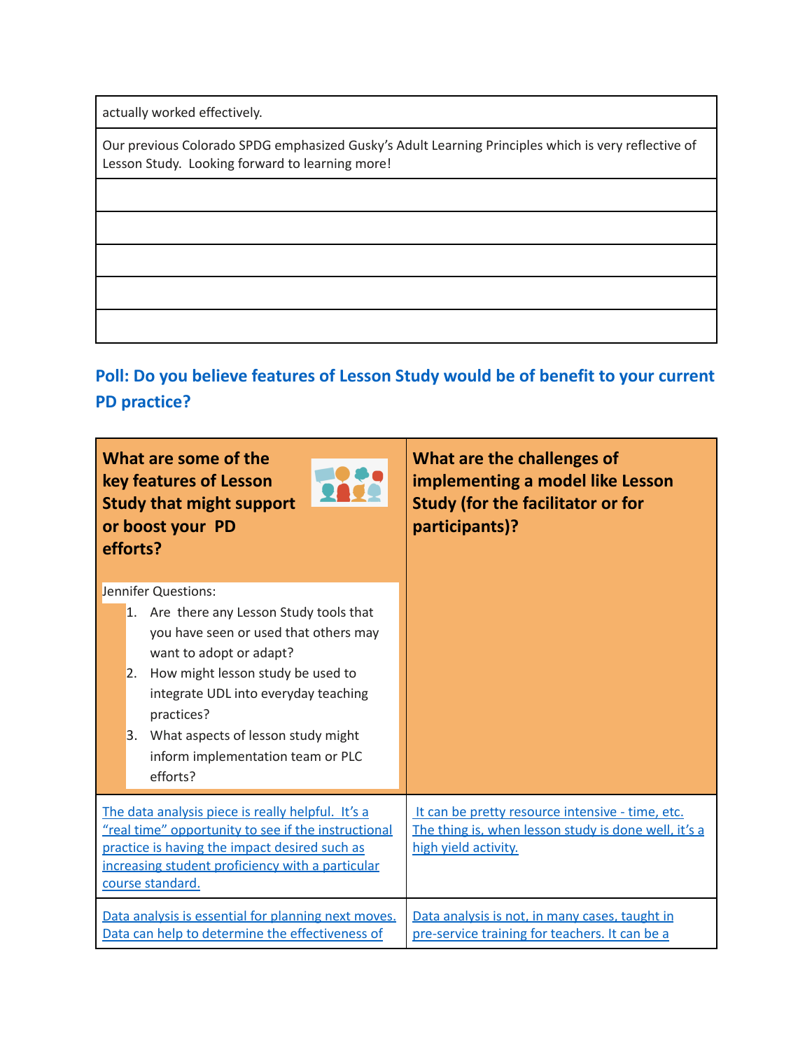| actually worked effectively. |
|---|
| Our previous Colorado SPDG emphasized Gusky's Adult Learning Principles which is very reflective of Lesson Study. Looking forward to learning more! |
| |
| |
| |
| |
| |

## Poll: Do you believe features of Lesson Study would be of benefit to your current PD practice?

| **What are some of the key features of Lesson Study that might support or boost your PD efforts?**<br><br>Jennifer Questions:<br>1. Are there any Lesson Study tools that you have seen or used that others may want to adopt or adapt?<br>2. How might lesson study be used to integrate UDL into everyday teaching practices?<br>3. What aspects of lesson study might inform implementation team or PLC efforts? | **What are the challenges of implementing a model like Lesson Study (for the facilitator or for participants)?** |
|---|---|
| The data analysis piece is really helpful. It's a "real time" opportunity to see if the instructional practice is having the impact desired such as increasing student proficiency with a particular course standard. | It can be pretty resource intensive - time, etc. The thing is, when lesson study is done well, it's a high yield activity. |
| Data analysis is essential for planning next moves. Data can help to determine the effectiveness of | Data analysis is not, in many cases, taught in pre-service training for teachers. It can be a |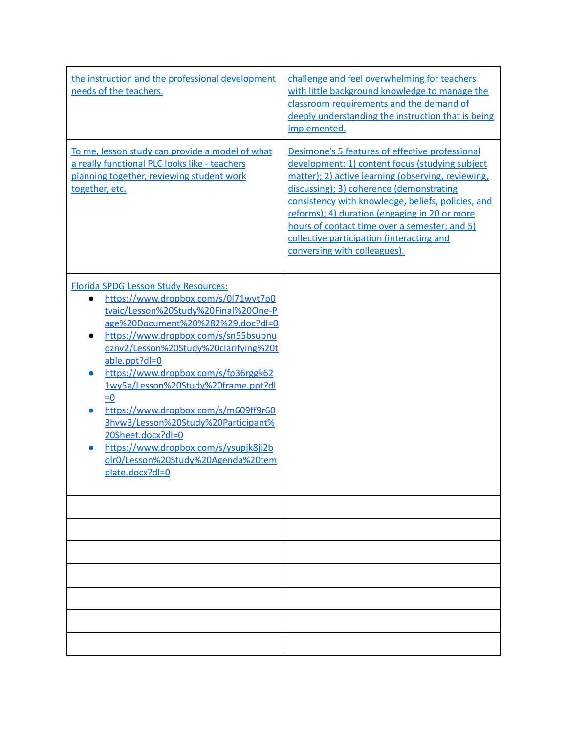| | |
|---|---|
| the instruction and the professional development needs of the teachers. | challenge and feel overwhelming for teachers with little background knowledge to manage the classroom requirements and the demand of deeply understanding the instruction that is being implemented. |
| To me, lesson study can provide a model of what a really functional PLC looks like - teachers planning together, reviewing student work together, etc. | Desimone's 5 features of effective professional development: 1) content focus (studying subject matter); 2) active learning (observing, reviewing, discussing); 3) coherence (demonstrating consistency with knowledge, beliefs, policies, and reforms); 4) duration (engaging in 20 or more hours of contact time over a semester; and 5) collective participation (interacting and conversing with colleagues). |
| Florida SPDG Lesson Study Resources:<br>• https://www.dropbox.com/s/0l71wyt7p0tvaic/Lesson%20Study%20Final%20One-Page%20Document%20%282%29.doc?dl=0<br>• https://www.dropbox.com/s/sn55bsubnudznv2/Lesson%20Study%20clarifying%20table.ppt?dl=0<br>• https://www.dropbox.com/s/fp36rggk621wy5a/Lesson%20Study%20frame.ppt?dl=0<br>• https://www.dropbox.com/s/m609ff9r603hvw3/Lesson%20Study%20Participant%20Sheet.docx?dl=0<br>• https://www.dropbox.com/s/ysupjk8ji2bolr0/Lesson%20Study%20Agenda%20template.docx?dl=0 | |
| | |
| | |
| | |
| | |
| | |
| | |
| | |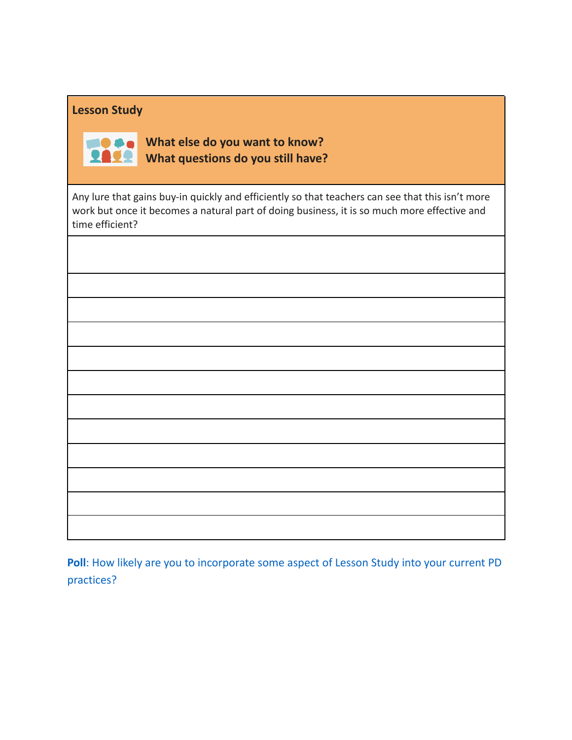| **Lesson Study**<br><br>**What else do you want to know?**<br>**What questions do you still have?** |
| --- |
| Any lure that gains buy-in quickly and efficiently so that teachers can see that this isn't more work but once it becomes a natural part of doing business, it is so much more effective and time efficient? |
| |
| |
| |
| |
| |
| |
| |
| |
| |
| |
| |
| |

**Poll**: How likely are you to incorporate some aspect of Lesson Study into your current PD practices?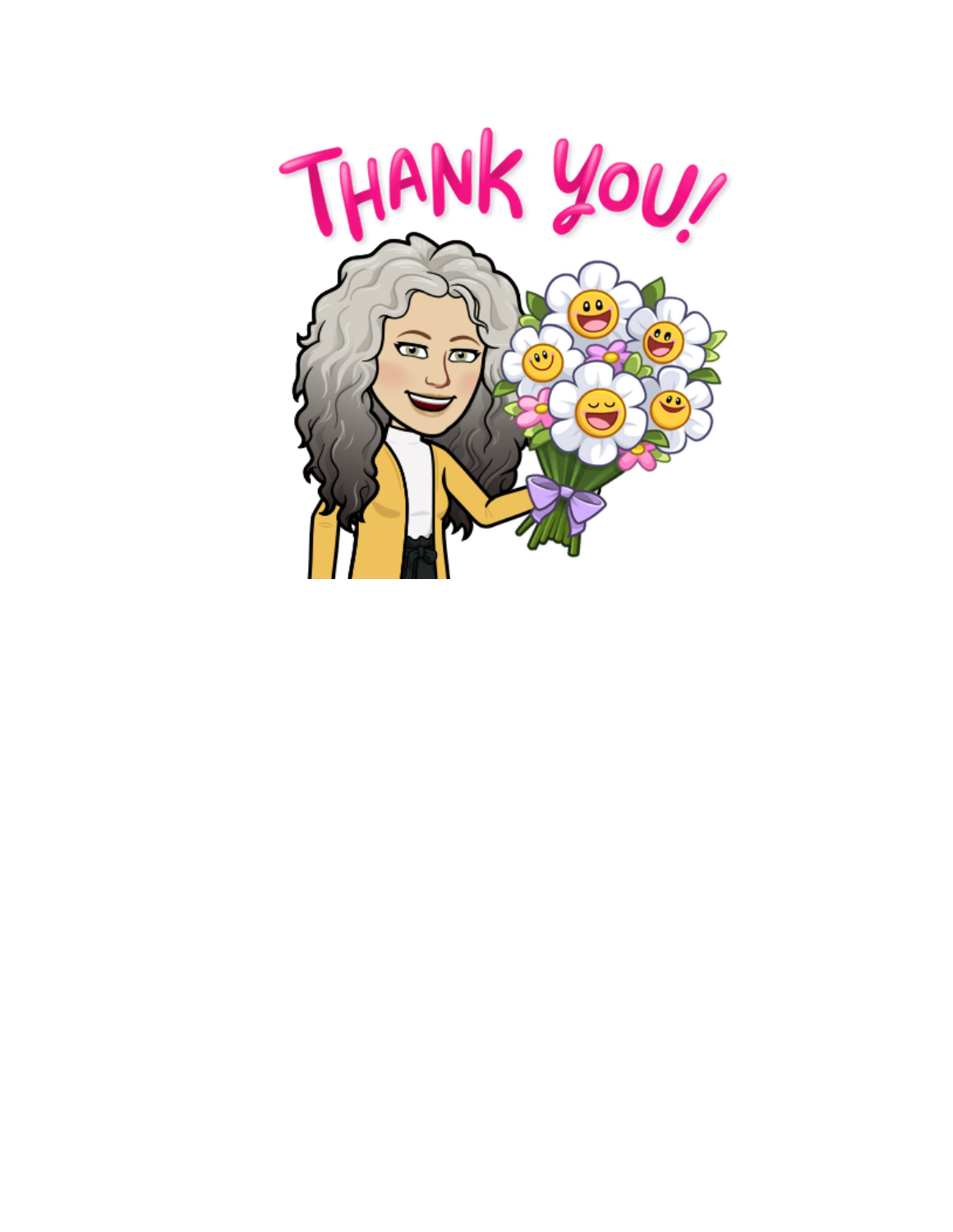THANK YOU!